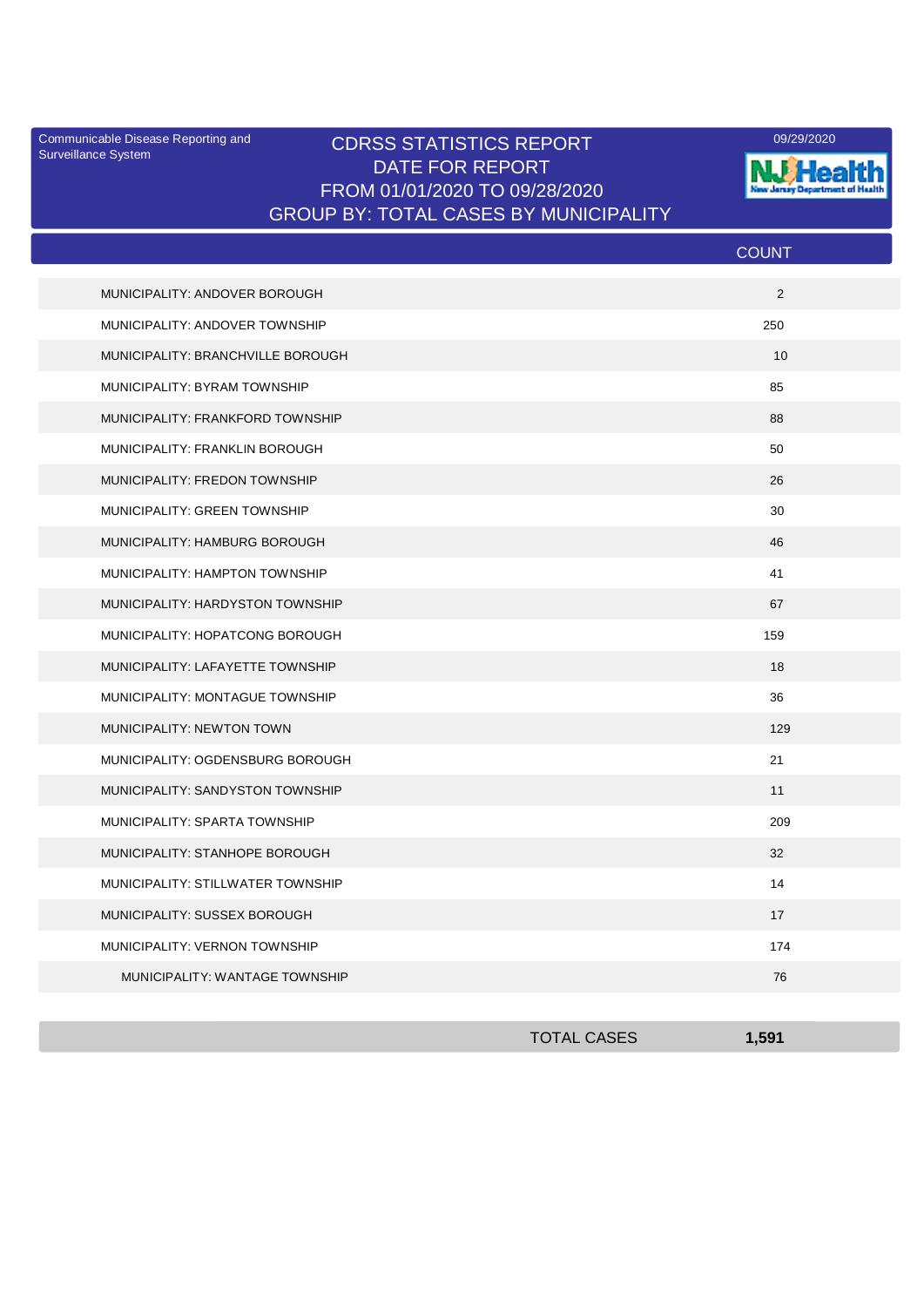Communicable Disease Reporting and Surveillance System

09/29/2020

# CDRSS STATISTICS REPORT
## DATE FOR REPORT
## FROM 01/01/2020 TO 09/28/2020
## GROUP BY: TOTAL CASES BY MUNICIPALITY

NJ Health — New Jersey Department of Health

| | COUNT |
|---|---|
| MUNICIPALITY: ANDOVER BOROUGH | 2 |
| MUNICIPALITY: ANDOVER TOWNSHIP | 250 |
| MUNICIPALITY: BRANCHVILLE BOROUGH | 10 |
| MUNICIPALITY: BYRAM TOWNSHIP | 85 |
| MUNICIPALITY: FRANKFORD TOWNSHIP | 88 |
| MUNICIPALITY: FRANKLIN BOROUGH | 50 |
| MUNICIPALITY: FREDON TOWNSHIP | 26 |
| MUNICIPALITY: GREEN TOWNSHIP | 30 |
| MUNICIPALITY: HAMBURG BOROUGH | 46 |
| MUNICIPALITY: HAMPTON TOWNSHIP | 41 |
| MUNICIPALITY: HARDYSTON TOWNSHIP | 67 |
| MUNICIPALITY: HOPATCONG BOROUGH | 159 |
| MUNICIPALITY: LAFAYETTE TOWNSHIP | 18 |
| MUNICIPALITY: MONTAGUE TOWNSHIP | 36 |
| MUNICIPALITY: NEWTON TOWN | 129 |
| MUNICIPALITY: OGDENSBURG BOROUGH | 21 |
| MUNICIPALITY: SANDYSTON TOWNSHIP | 11 |
| MUNICIPALITY: SPARTA TOWNSHIP | 209 |
| MUNICIPALITY: STANHOPE BOROUGH | 32 |
| MUNICIPALITY: STILLWATER TOWNSHIP | 14 |
| MUNICIPALITY: SUSSEX BOROUGH | 17 |
| MUNICIPALITY: VERNON TOWNSHIP | 174 |
| MUNICIPALITY: WANTAGE TOWNSHIP | 76 |
| **TOTAL CASES** | **1,591** |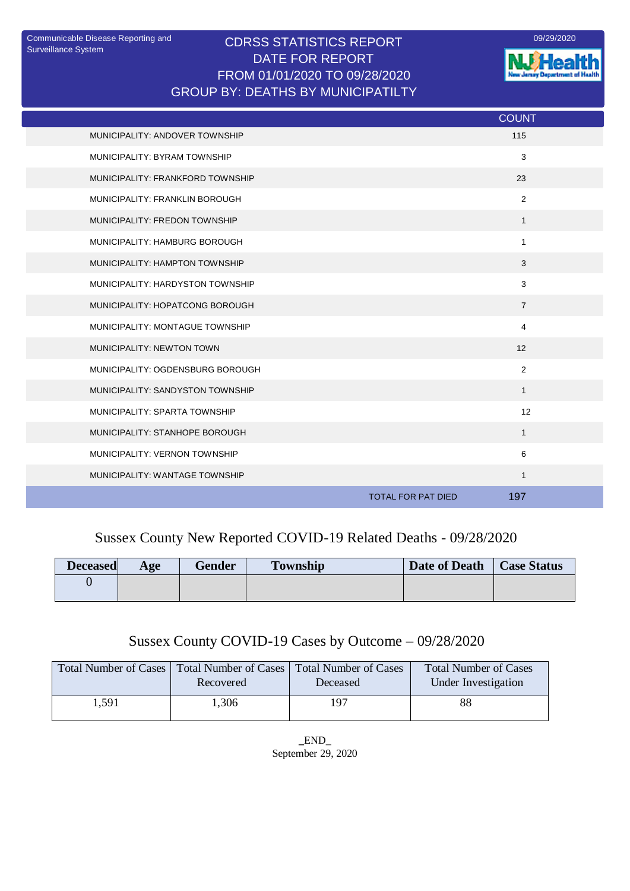Communicable Disease Reporting and Surveillance System

# CDRSS STATISTICS REPORT
## DATE FOR REPORT
## FROM 01/01/2020 TO 09/28/2020
## GROUP BY: DEATHS BY MUNICIPATILTY

09/29/2020

| | COUNT |
|---|---|
| MUNICIPALITY: ANDOVER TOWNSHIP | 115 |
| MUNICIPALITY: BYRAM TOWNSHIP | 3 |
| MUNICIPALITY: FRANKFORD TOWNSHIP | 23 |
| MUNICIPALITY: FRANKLIN BOROUGH | 2 |
| MUNICIPALITY: FREDON TOWNSHIP | 1 |
| MUNICIPALITY: HAMBURG BOROUGH | 1 |
| MUNICIPALITY: HAMPTON TOWNSHIP | 3 |
| MUNICIPALITY: HARDYSTON TOWNSHIP | 3 |
| MUNICIPALITY: HOPATCONG BOROUGH | 7 |
| MUNICIPALITY: MONTAGUE TOWNSHIP | 4 |
| MUNICIPALITY: NEWTON TOWN | 12 |
| MUNICIPALITY: OGDENSBURG BOROUGH | 2 |
| MUNICIPALITY: SANDYSTON TOWNSHIP | 1 |
| MUNICIPALITY: SPARTA TOWNSHIP | 12 |
| MUNICIPALITY: STANHOPE BOROUGH | 1 |
| MUNICIPALITY: VERNON TOWNSHIP | 6 |
| MUNICIPALITY: WANTAGE TOWNSHIP | 1 |
| TOTAL FOR PAT DIED | 197 |

## Sussex County New Reported COVID-19 Related Deaths - 09/28/2020

| Deceased | Age | Gender | Township | Date of Death | Case Status |
|---|---|---|---|---|---|
| 0 | | | | | |

## Sussex County COVID-19 Cases by Outcome – 09/28/2020

| Total Number of Cases | Total Number of Cases Recovered | Total Number of Cases Deceased | Total Number of Cases Under Investigation |
|---|---|---|---|
| 1,591 | 1,306 | 197 | 88 |

_END_
September 29, 2020